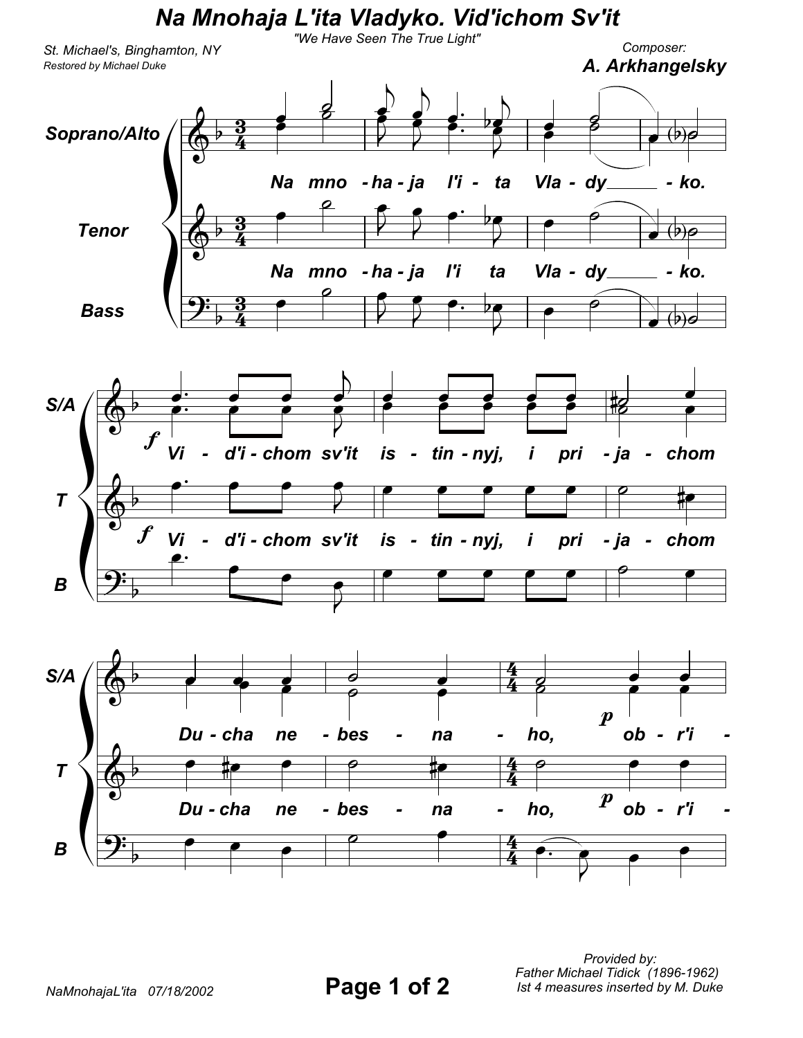# Na Mnohaja L'ita Vladyko. Vid'ichom Sv'it

"We Have Seen The True Light"

St. Michael's, Binghamton, NY
Restored by Michael Duke

Composer:
**A. Arkhangelsky**

Soprano/Alto, Tenor, Bass

Na mno - ha - ja l'i - ta Vla - dy - ko.

*f* Vi - d'i - chom sv'it is - tin - nyj, i pri - ja - chom

Du - cha ne - bes - na - ho, *p* ob - r'i -

Provided by:
Father Michael Tidick (1896-1962)
Ist 4 measures inserted by M. Duke

NaMnohajaL'ita 07/18/2002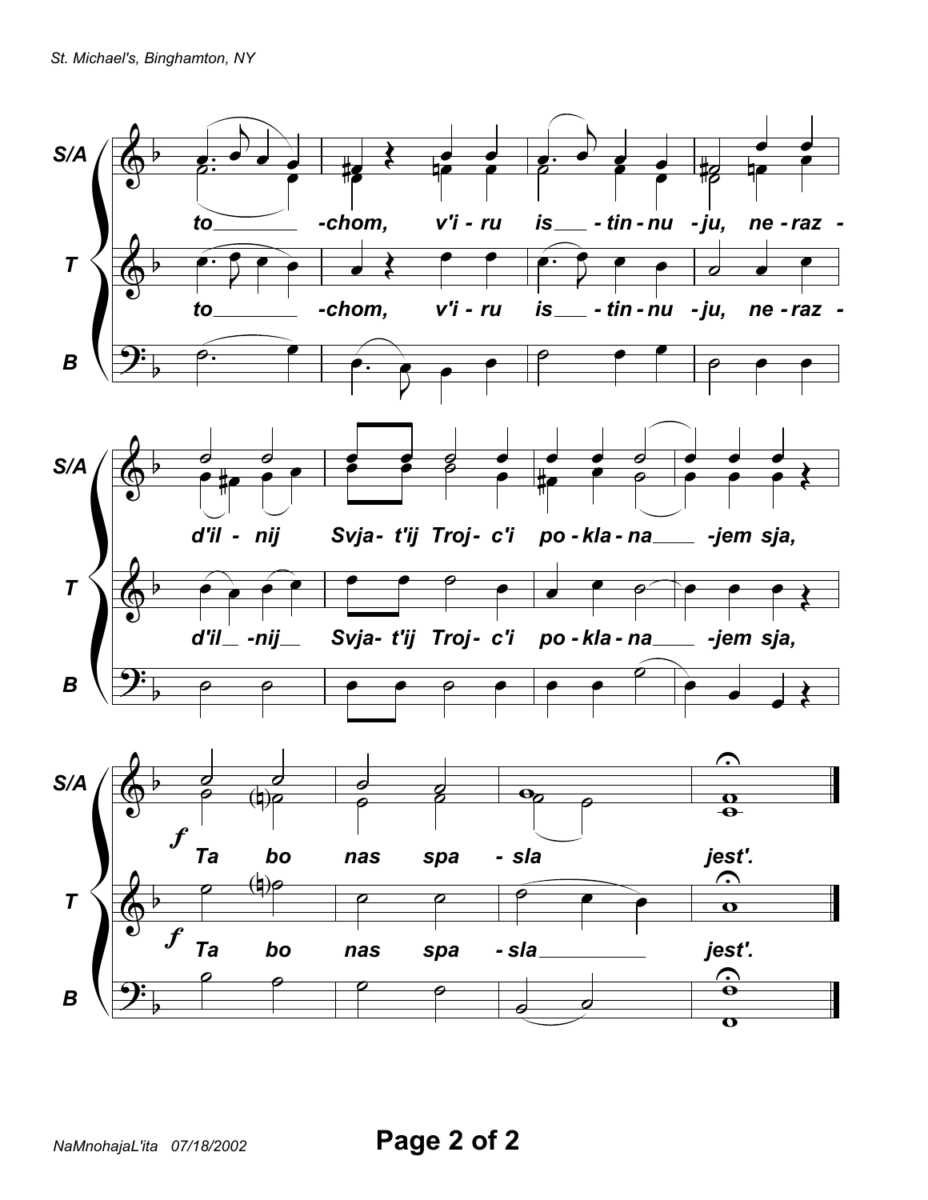S/A

T

B

to_______ -chom, v'i - ru is___ - tin - nu - ju, ne - raz -

to_______ -chom, v'i - ru is___ - tin - nu - ju, ne - raz -

d'il - nij Svja- t'ij Troj- c'i po - kla - na____ -jem sja,

d'il__ -nij__ Svja- t'ij Troj- c'i po - kla - na____ -jem sja,

*f* Ta bo nas spa - sla jest'.

*f* Ta bo nas spa - sla_________ jest'.